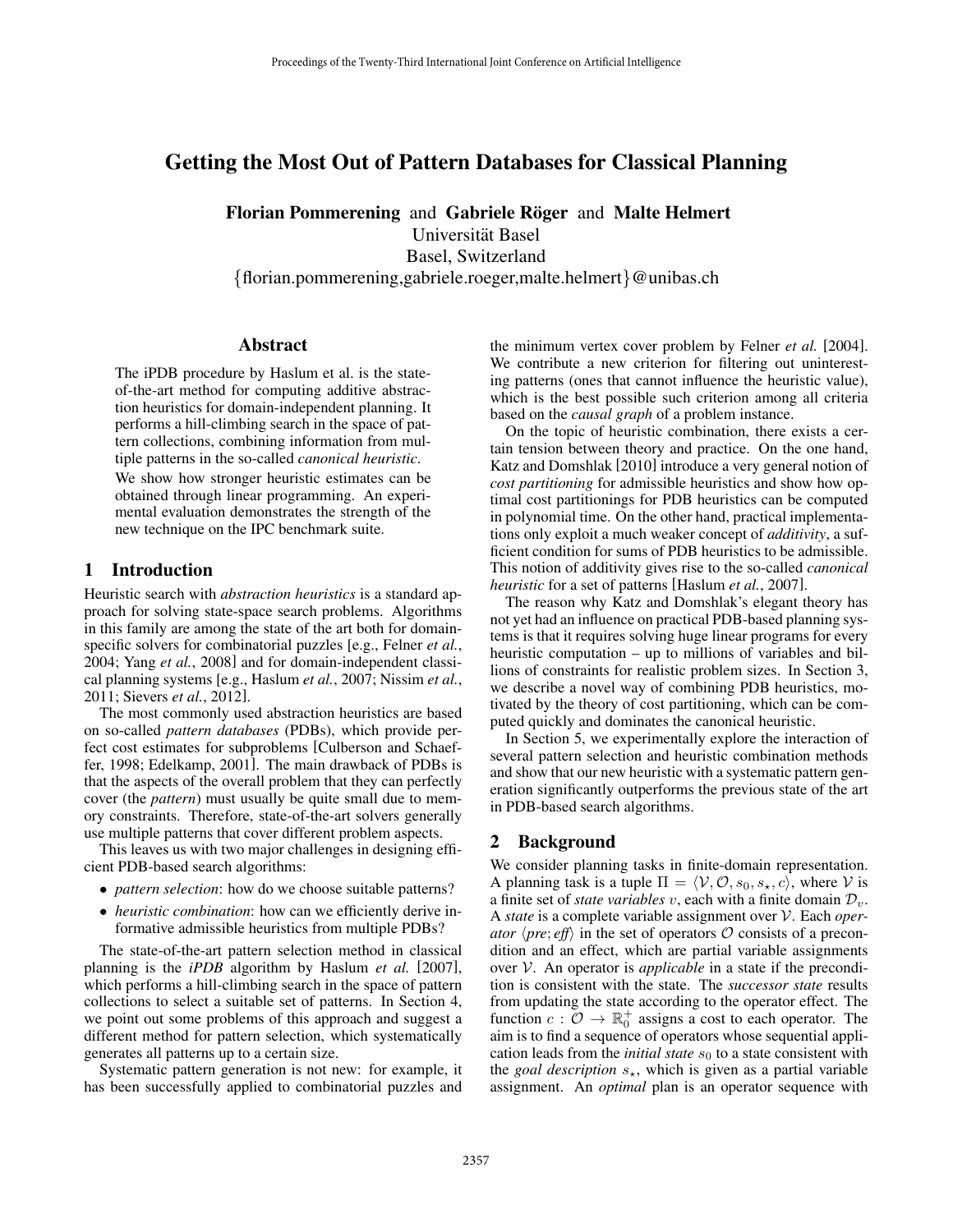# Getting the Most Out of Pattern Databases for Classical Planning

**Florian Pommerening** and **Gabriele Röger** and **Malte Helmert**
Universität Basel
Basel, Switzerland
{florian.pommerening,gabriele.roeger,malte.helmert}@unibas.ch

## Abstract

The iPDB procedure by Haslum et al. is the state-of-the-art method for computing additive abstraction heuristics for domain-independent planning. It performs a hill-climbing search in the space of pattern collections, combining information from multiple patterns in the so-called *canonical heuristic*.

We show how stronger heuristic estimates can be obtained through linear programming. An experimental evaluation demonstrates the strength of the new technique on the IPC benchmark suite.

## 1 Introduction

Heuristic search with *abstraction heuristics* is a standard approach for solving state-space search problems. Algorithms in this family are among the state of the art both for domain-specific solvers for combinatorial puzzles [e.g., Felner *et al.*, 2004; Yang *et al.*, 2008] and for domain-independent classical planning systems [e.g., Haslum *et al.*, 2007; Nissim *et al.*, 2011; Sievers *et al.*, 2012].

The most commonly used abstraction heuristics are based on so-called *pattern databases* (PDBs), which provide perfect cost estimates for subproblems [Culberson and Schaeffer, 1998; Edelkamp, 2001]. The main drawback of PDBs is that the aspects of the overall problem that they can perfectly cover (the *pattern*) must usually be quite small due to memory constraints. Therefore, state-of-the-art solvers generally use multiple patterns that cover different problem aspects.

This leaves us with two major challenges in designing efficient PDB-based search algorithms:

- *pattern selection*: how do we choose suitable patterns?
- *heuristic combination*: how can we efficiently derive informative admissible heuristics from multiple PDBs?

The state-of-the-art pattern selection method in classical planning is the *iPDB* algorithm by Haslum *et al.* [2007], which performs a hill-climbing search in the space of pattern collections to select a suitable set of patterns. In Section 4, we point out some problems of this approach and suggest a different method for pattern selection, which systematically generates all patterns up to a certain size.

Systematic pattern generation is not new: for example, it has been successfully applied to combinatorial puzzles and the minimum vertex cover problem by Felner *et al.* [2004]. We contribute a new criterion for filtering out uninteresting patterns (ones that cannot influence the heuristic value), which is the best possible such criterion among all criteria based on the *causal graph* of a problem instance.

On the topic of heuristic combination, there exists a certain tension between theory and practice. On the one hand, Katz and Domshlak [2010] introduce a very general notion of *cost partitioning* for admissible heuristics and show how optimal cost partitionings for PDB heuristics can be computed in polynomial time. On the other hand, practical implementations only exploit a much weaker concept of *additivity*, a sufficient condition for sums of PDB heuristics to be admissible. This notion of additivity gives rise to the so-called *canonical heuristic* for a set of patterns [Haslum *et al.*, 2007].

The reason why Katz and Domshlak's elegant theory has not yet had an influence on practical PDB-based planning systems is that it requires solving huge linear programs for every heuristic computation – up to millions of variables and billions of constraints for realistic problem sizes. In Section 3, we describe a novel way of combining PDB heuristics, motivated by the theory of cost partitioning, which can be computed quickly and dominates the canonical heuristic.

In Section 5, we experimentally explore the interaction of several pattern selection and heuristic combination methods and show that our new heuristic with a systematic pattern generation significantly outperforms the previous state of the art in PDB-based search algorithms.

## 2 Background

We consider planning tasks in finite-domain representation. A planning task is a tuple $\Pi = \langle \mathcal{V}, \mathcal{O}, s_0, s_\star, c \rangle$, where $\mathcal{V}$ is a finite set of *state variables* $v$, each with a finite domain $\mathcal{D}_v$. A *state* is a complete variable assignment over $\mathcal{V}$. Each *operator* $\langle pre; eff \rangle$ in the set of operators $\mathcal{O}$ consists of a precondition and an effect, which are partial variable assignments over $\mathcal{V}$. An operator is *applicable* in a state if the precondition is consistent with the state. The *successor state* results from updating the state according to the operator effect. The function $c : \mathcal{O} \rightarrow \mathbb{R}_0^+$ assigns a cost to each operator. The aim is to find a sequence of operators whose sequential application leads from the *initial state* $s_0$ to a state consistent with the *goal description* $s_\star$, which is given as a partial variable assignment. An *optimal* plan is an operator sequence with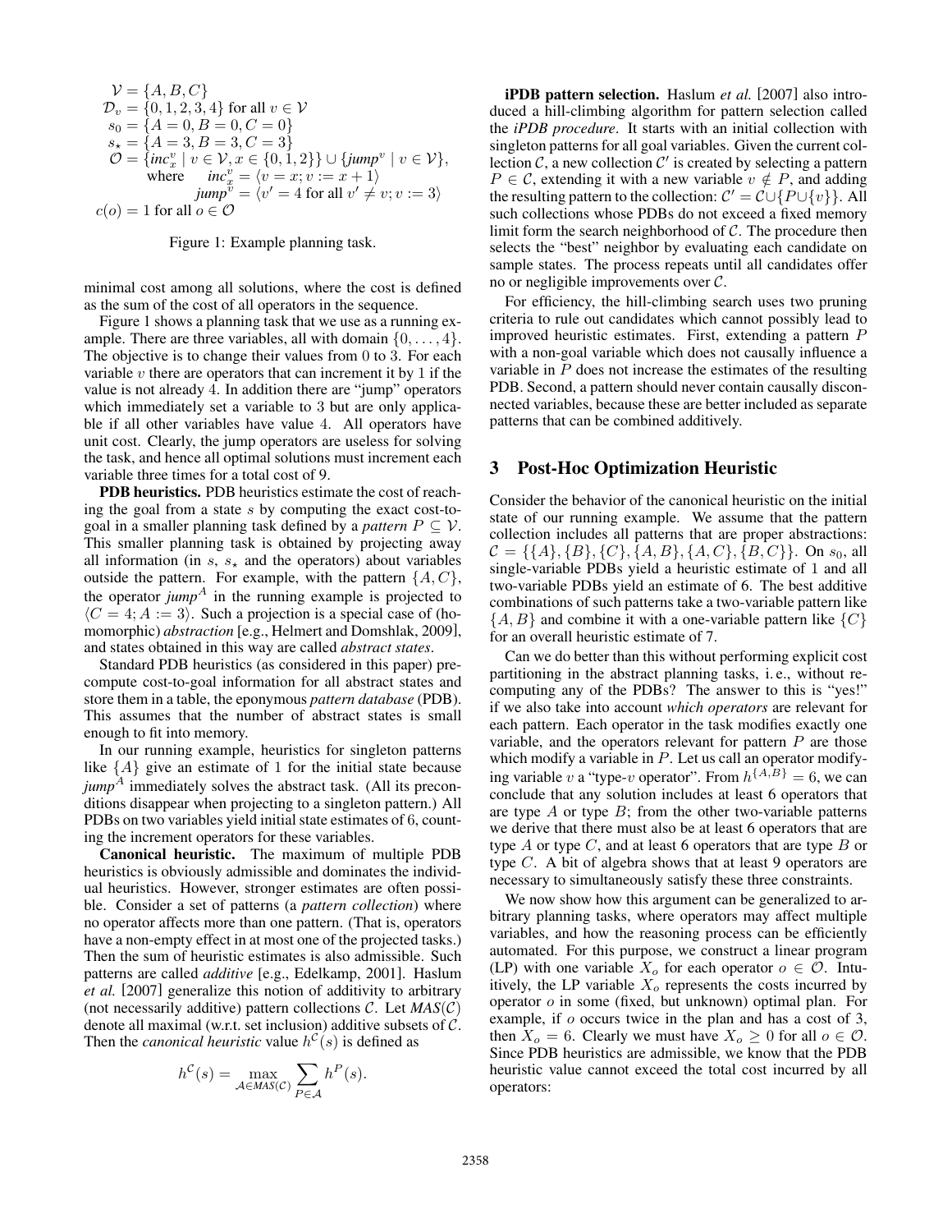$$
\begin{aligned}
&\mathcal{V} = \{A, B, C\} \\
&\mathcal{D}_v = \{0, 1, 2, 3, 4\} \text{ for all } v \in \mathcal{V} \\
&s_0 = \{A = 0, B = 0, C = 0\} \\
&s_\star = \{A = 3, B = 3, C = 3\} \\
&\mathcal{O} = \{\mathit{inc}_x^v \mid v \in \mathcal{V}, x \in \{0, 1, 2\}\} \cup \{\mathit{jump}^v \mid v \in \mathcal{V}\}, \\
&\qquad \text{where} \quad \mathit{inc}_x^v = \langle v = x; v := x + 1\rangle \\
&\qquad\qquad\qquad \mathit{jump}^v = \langle v' = 4 \text{ for all } v' \neq v; v := 3\rangle \\
&c(o) = 1 \text{ for all } o \in \mathcal{O}
\end{aligned}
$$

Figure 1: Example planning task.

minimal cost among all solutions, where the cost is defined as the sum of the cost of all operators in the sequence.

Figure 1 shows a planning task that we use as a running example. There are three variables, all with domain $\{0, \ldots, 4\}$. The objective is to change their values from 0 to 3. For each variable $v$ there are operators that can increment it by 1 if the value is not already 4. In addition there are "jump" operators which immediately set a variable to 3 but are only applicable if all other variables have value 4. All operators have unit cost. Clearly, the jump operators are useless for solving the task, and hence all optimal solutions must increment each variable three times for a total cost of 9.

**PDB heuristics.** PDB heuristics estimate the cost of reaching the goal from a state $s$ by computing the exact cost-to-goal in a smaller planning task defined by a *pattern* $P \subseteq \mathcal{V}$. This smaller planning task is obtained by projecting away all information (in $s$, $s_\star$ and the operators) about variables outside the pattern. For example, with the pattern $\{A, C\}$, the operator $\mathit{jump}^A$ in the running example is projected to $\langle C = 4; A := 3\rangle$. Such a projection is a special case of (homomorphic) *abstraction* [e.g., Helmert and Domshlak, 2009], and states obtained in this way are called *abstract states*.

Standard PDB heuristics (as considered in this paper) precompute cost-to-goal information for all abstract states and store them in a table, the eponymous *pattern database* (PDB). This assumes that the number of abstract states is small enough to fit into memory.

In our running example, heuristics for singleton patterns like $\{A\}$ give an estimate of 1 for the initial state because $\mathit{jump}^A$ immediately solves the abstract task. (All its preconditions disappear when projecting to a singleton pattern.) All PDBs on two variables yield initial state estimates of 6, counting the increment operators for these variables.

**Canonical heuristic.** The maximum of multiple PDB heuristics is obviously admissible and dominates the individual heuristics. However, stronger estimates are often possible. Consider a set of patterns (a *pattern collection*) where no operator affects more than one pattern. (That is, operators have a non-empty effect in at most one of the projected tasks.) Then the sum of heuristic estimates is also admissible. Such patterns are called *additive* [e.g., Edelkamp, 2001]. Haslum *et al.* [2007] generalize this notion of additivity to arbitrary (not necessarily additive) pattern collections $\mathcal{C}$. Let $\mathit{MAS}(\mathcal{C})$ denote all maximal (w.r.t. set inclusion) additive subsets of $\mathcal{C}$. Then the *canonical heuristic* value $h^{\mathcal{C}}(s)$ is defined as

$$
h^{\mathcal{C}}(s) = \max_{\mathcal{A} \in \mathit{MAS}(\mathcal{C})} \sum_{P \in \mathcal{A}} h^P(s).
$$

**iPDB pattern selection.** Haslum *et al.* [2007] also introduced a hill-climbing algorithm for pattern selection called the *iPDB procedure*. It starts with an initial collection with singleton patterns for all goal variables. Given the current collection $\mathcal{C}$, a new collection $\mathcal{C}'$ is created by selecting a pattern $P \in \mathcal{C}$, extending it with a new variable $v \notin P$, and adding the resulting pattern to the collection: $\mathcal{C}' = \mathcal{C} \cup \{P \cup \{v\}\}$. All such collections whose PDBs do not exceed a fixed memory limit form the search neighborhood of $\mathcal{C}$. The procedure then selects the "best" neighbor by evaluating each candidate on sample states. The process repeats until all candidates offer no or negligible improvements over $\mathcal{C}$.

For efficiency, the hill-climbing search uses two pruning criteria to rule out candidates which cannot possibly lead to improved heuristic estimates. First, extending a pattern $P$ with a non-goal variable which does not causally influence a variable in $P$ does not increase the estimates of the resulting PDB. Second, a pattern should never contain causally disconnected variables, because these are better included as separate patterns that can be combined additively.

## 3 Post-Hoc Optimization Heuristic

Consider the behavior of the canonical heuristic on the initial state of our running example. We assume that the pattern collection includes all patterns that are proper abstractions: $\mathcal{C} = \{\{A\}, \{B\}, \{C\}, \{A, B\}, \{A, C\}, \{B, C\}\}$. On $s_0$, all single-variable PDBs yield a heuristic estimate of 1 and all two-variable PDBs yield an estimate of 6. The best additive combinations of such patterns take a two-variable pattern like $\{A, B\}$ and combine it with a one-variable pattern like $\{C\}$ for an overall heuristic estimate of 7.

Can we do better than this without performing explicit cost partitioning in the abstract planning tasks, i. e., without recomputing any of the PDBs? The answer to this is "yes!" if we also take into account *which operators* are relevant for each pattern. Each operator in the task modifies exactly one variable, and the operators relevant for pattern $P$ are those which modify a variable in $P$. Let us call an operator modifying variable $v$ a "type-$v$ operator". From $h^{\{A,B\}} = 6$, we can conclude that any solution includes at least 6 operators that are type $A$ or type $B$; from the other two-variable patterns we derive that there must also be at least 6 operators that are type $A$ or type $C$, and at least 6 operators that are type $B$ or type $C$. A bit of algebra shows that at least 9 operators are necessary to simultaneously satisfy these three constraints.

We now show how this argument can be generalized to arbitrary planning tasks, where operators may affect multiple variables, and how the reasoning process can be efficiently automated. For this purpose, we construct a linear program (LP) with one variable $X_o$ for each operator $o \in \mathcal{O}$. Intuitively, the LP variable $X_o$ represents the costs incurred by operator $o$ in some (fixed, but unknown) optimal plan. For example, if $o$ occurs twice in the plan and has a cost of 3, then $X_o = 6$. Clearly we must have $X_o \geq 0$ for all $o \in \mathcal{O}$. Since PDB heuristics are admissible, we know that the PDB heuristic value cannot exceed the total cost incurred by all operators: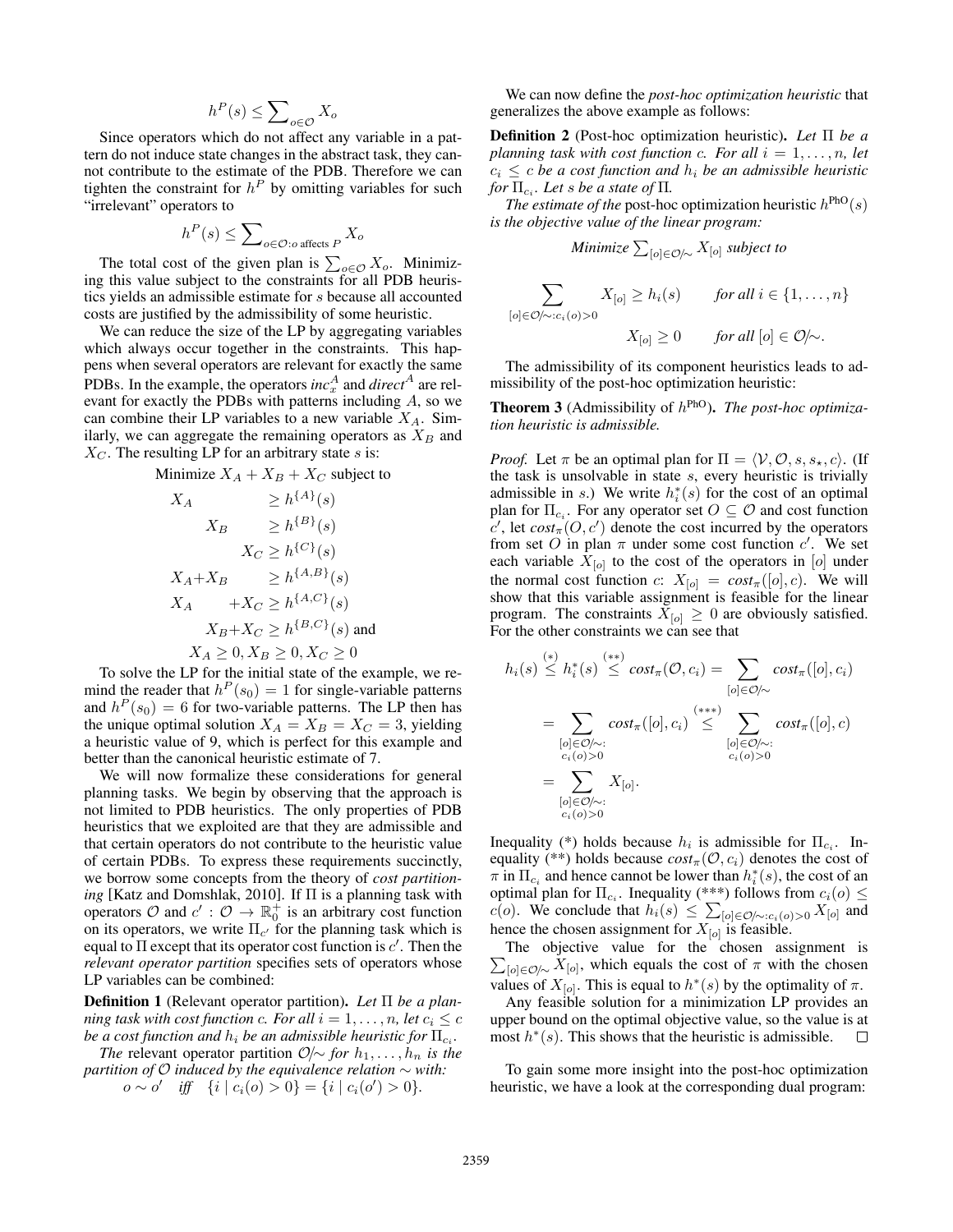$$h^P(s) \leq \sum\nolimits_{o \in \mathcal{O}} X_o$$

Since operators which do not affect any variable in a pattern do not induce state changes in the abstract task, they cannot contribute to the estimate of the PDB. Therefore we can tighten the constraint for $h^P$ by omitting variables for such "irrelevant" operators to

$$h^P(s) \leq \sum\nolimits_{o \in \mathcal{O}: o \text{ affects } P} X_o$$

The total cost of the given plan is $\sum_{o \in \mathcal{O}} X_o$. Minimizing this value subject to the constraints for all PDB heuristics yields an admissible estimate for $s$ because all accounted costs are justified by the admissibility of some heuristic.

We can reduce the size of the LP by aggregating variables which always occur together in the constraints. This happens when several operators are relevant for exactly the same PDBs. In the example, the operators $\mathit{inc}_x^A$ and $\mathit{direct}^A$ are relevant for exactly the PDBs with patterns including $A$, so we can combine their LP variables to a new variable $X_A$. Similarly, we can aggregate the remaining operators as $X_B$ and $X_C$. The resulting LP for an arbitrary state $s$ is:

Minimize $X_A + X_B + X_C$ subject to

$$\begin{aligned}
X_A \quad\quad\quad\quad &\geq h^{\{A\}}(s) \\
X_B \quad\quad &\geq h^{\{B\}}(s) \\
X_C &\geq h^{\{C\}}(s) \\
X_A + X_B \quad\quad &\geq h^{\{A,B\}}(s) \\
X_A \quad\quad + X_C &\geq h^{\{A,C\}}(s) \\
X_B + X_C &\geq h^{\{B,C\}}(s) \text{ and} \\
X_A \geq 0, X_B \geq 0, X_C &\geq 0
\end{aligned}$$

To solve the LP for the initial state of the example, we remind the reader that $h^P(s_0) = 1$ for single-variable patterns and $h^P(s_0) = 6$ for two-variable patterns. The LP then has the unique optimal solution $X_A = X_B = X_C = 3$, yielding a heuristic value of 9, which is perfect for this example and better than the canonical heuristic estimate of 7.

We will now formalize these considerations for general planning tasks. We begin by observing that the approach is not limited to PDB heuristics. The only properties of PDB heuristics that we exploited are that they are admissible and that certain operators do not contribute to the heuristic value of certain PDBs. To express these requirements succinctly, we borrow some concepts from the theory of *cost partitioning* [Katz and Domshlak, 2010]. If $\Pi$ is a planning task with operators $\mathcal{O}$ and $c' : \mathcal{O} \to \mathbb{R}_0^+$ is an arbitrary cost function on its operators, we write $\Pi_{c'}$ for the planning task which is equal to $\Pi$ except that its operator cost function is $c'$. Then the *relevant operator partition* specifies sets of operators whose LP variables can be combined:

**Definition 1** (Relevant operator partition)**.** *Let $\Pi$ be a planning task with cost function $c$. For all $i = 1, \ldots, n$, let $c_i \leq c$ be a cost function and $h_i$ be an admissible heuristic for $\Pi_{c_i}$.*

*The* relevant operator partition $\mathcal{O}/\!\sim$ *for $h_1, \ldots, h_n$ is the partition of $\mathcal{O}$ induced by the equivalence relation $\sim$ with:*

$$o \sim o' \quad \textit{iff} \quad \{i \mid c_i(o) > 0\} = \{i \mid c_i(o') > 0\}.$$

We can now define the *post-hoc optimization heuristic* that generalizes the above example as follows:

**Definition 2** (Post-hoc optimization heuristic)**.** *Let $\Pi$ be a planning task with cost function $c$. For all $i = 1, \ldots, n$, let $c_i \leq c$ be a cost function and $h_i$ be an admissible heuristic for $\Pi_{c_i}$. Let $s$ be a state of $\Pi$.*

*The estimate of the* post-hoc optimization heuristic $h^{\text{PhO}}(s)$ *is the objective value of the linear program:*

*Minimize* $\sum_{[o] \in \mathcal{O}/\sim} X_{[o]}$ *subject to*

$$\sum_{[o] \in \mathcal{O}/\sim : c_i(o) > 0} X_{[o]} \geq h_i(s) \qquad \textit{for all } i \in \{1, \ldots, n\}$$

$$X_{[o]} \geq 0 \qquad \textit{for all } [o] \in \mathcal{O}/\!\sim.$$

The admissibility of its component heuristics leads to admissibility of the post-hoc optimization heuristic:

**Theorem 3** (Admissibility of $h^{\text{PhO}}$)**.** *The post-hoc optimization heuristic is admissible.*

*Proof.* Let $\pi$ be an optimal plan for $\Pi = \langle \mathcal{V}, \mathcal{O}, s, s_\star, c \rangle$. (If the task is unsolvable in state $s$, every heuristic is trivially admissible in $s$.) We write $h_i^*(s)$ for the cost of an optimal plan for $\Pi_{c_i}$. For any operator set $O \subseteq \mathcal{O}$ and cost function $c'$, let $\mathit{cost}_\pi(O, c')$ denote the cost incurred by the operators from set $O$ in plan $\pi$ under some cost function $c'$. We set each variable $X_{[o]}$ to the cost of the operators in $[o]$ under the normal cost function $c$: $X_{[o]} = \mathit{cost}_\pi([o], c)$. We will show that this variable assignment is feasible for the linear program. The constraints $X_{[o]} \geq 0$ are obviously satisfied. For the other constraints we can see that

$$\begin{aligned}
h_i(s) \overset{(*)}{\leq} h_i^*(s) \overset{(**)}{\leq} \mathit{cost}_\pi(\mathcal{O}, c_i) &= \sum_{[o] \in \mathcal{O}/\sim} \mathit{cost}_\pi([o], c_i) \\
&= \sum_{\substack{[o] \in \mathcal{O}/\sim: \\ c_i(o) > 0}} \mathit{cost}_\pi([o], c_i) \overset{(***)}{\leq} \sum_{\substack{[o] \in \mathcal{O}/\sim: \\ c_i(o) > 0}} \mathit{cost}_\pi([o], c) \\
&= \sum_{\substack{[o] \in \mathcal{O}/\sim: \\ c_i(o) > 0}} X_{[o]}.
\end{aligned}$$

Inequality (*) holds because $h_i$ is admissible for $\Pi_{c_i}$. Inequality (**) holds because $\mathit{cost}_\pi(\mathcal{O}, c_i)$ denotes the cost of $\pi$ in $\Pi_{c_i}$ and hence cannot be lower than $h_i^*(s)$, the cost of an optimal plan for $\Pi_{c_i}$. Inequality (***) follows from $c_i(o) \leq c(o)$. We conclude that $h_i(s) \leq \sum_{[o] \in \mathcal{O}/\sim : c_i(o) > 0} X_{[o]}$ and hence the chosen assignment for $X_{[o]}$ is feasible.

The objective value for the chosen assignment is $\sum_{[o] \in \mathcal{O}/\sim} X_{[o]}$, which equals the cost of $\pi$ with the chosen values of $X_{[o]}$. This is equal to $h^*(s)$ by the optimality of $\pi$.

Any feasible solution for a minimization LP provides an upper bound on the optimal objective value, so the value is at most $h^*(s)$. This shows that the heuristic is admissible. $\square$

To gain some more insight into the post-hoc optimization heuristic, we have a look at the corresponding dual program: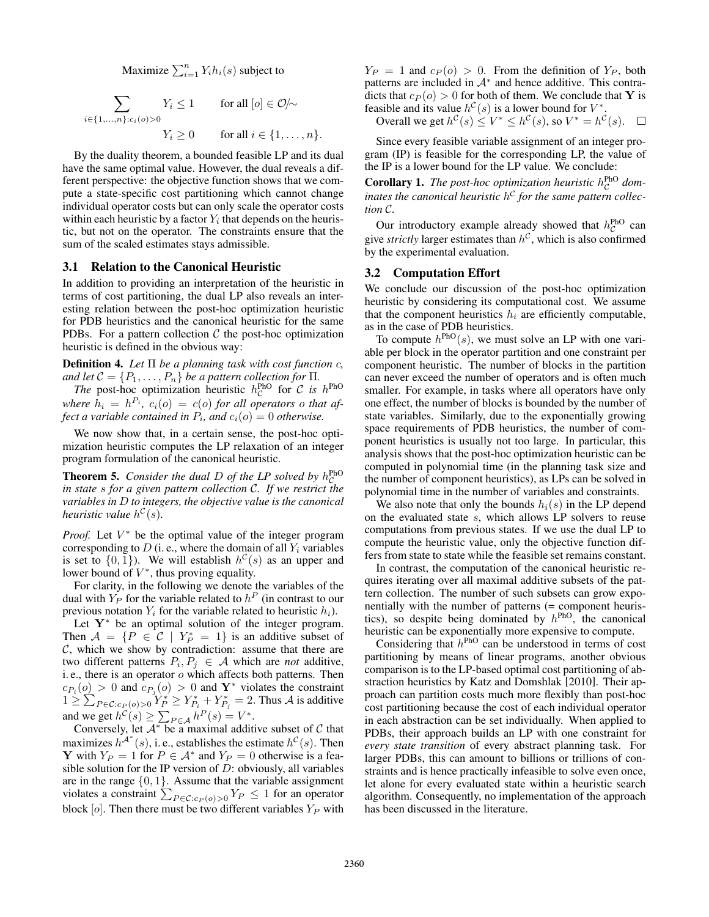Maximize $\sum_{i=1}^{n} Y_i h_i(s)$ subject to

$$\sum_{i \in \{1,\ldots,n\}: c_i(o) > 0} Y_i \leq 1 \qquad \text{for all } [o] \in \mathcal{O}/\!\sim$$

$$Y_i \geq 0 \qquad \text{for all } i \in \{1, \ldots, n\}.$$

By the duality theorem, a bounded feasible LP and its dual have the same optimal value. However, the dual reveals a different perspective: the objective function shows that we compute a state-specific cost partitioning which cannot change individual operator costs but can only scale the operator costs within each heuristic by a factor $Y_i$ that depends on the heuristic, but not on the operator. The constraints ensure that the sum of the scaled estimates stays admissible.

### 3.1 Relation to the Canonical Heuristic

In addition to providing an interpretation of the heuristic in terms of cost partitioning, the dual LP also reveals an interesting relation between the post-hoc optimization heuristic for PDB heuristics and the canonical heuristic for the same PDBs. For a pattern collection $\mathcal{C}$ the post-hoc optimization heuristic is defined in the obvious way:

**Definition 4.** *Let* $\Pi$ *be a planning task with cost function* $c$*, and let* $\mathcal{C} = \{P_1, \ldots, P_n\}$ *be a pattern collection for* $\Pi$*.*

*The* post-hoc optimization heuristic $h^{\text{PhO}}_{\mathcal{C}}$ *for* $\mathcal{C}$ *is* $h^{\text{PhO}}$ *where* $h_i = h^{P_i}$*,* $c_i(o) = c(o)$ *for all operators* $o$ *that affect a variable contained in* $P_i$*, and* $c_i(o) = 0$ *otherwise.*

We now show that, in a certain sense, the post-hoc optimization heuristic computes the LP relaxation of an integer program formulation of the canonical heuristic.

**Theorem 5.** *Consider the dual* $D$ *of the LP solved by* $h^{\text{PhO}}_{\mathcal{C}}$ *in state* $s$ *for a given pattern collection* $\mathcal{C}$*. If we restrict the variables in* $D$ *to integers, the objective value is the canonical heuristic value* $h^{\mathcal{C}}(s)$*.*

*Proof.* Let $V^*$ be the optimal value of the integer program corresponding to $D$ (i. e., where the domain of all $Y_i$ variables is set to $\{0, 1\}$). We will establish $h^{\mathcal{C}}(s)$ as an upper and lower bound of $V^*$, thus proving equality.

For clarity, in the following we denote the variables of the dual with $Y_P$ for the variable related to $h^P$ (in contrast to our previous notation $Y_i$ for the variable related to heuristic $h_i$).

Let $\mathbf{Y}^*$ be an optimal solution of the integer program. Then $\mathcal{A} = \{P \in \mathcal{C} \mid Y^*_P = 1\}$ is an additive subset of $\mathcal{C}$, which we show by contradiction: assume that there are two different patterns $P_i, P_j \in \mathcal{A}$ which are *not* additive, i. e., there is an operator $o$ which affects both patterns. Then $c_{P_i}(o) > 0$ and $c_{P_j}(o) > 0$ and $\mathbf{Y}^*$ violates the constraint $1 \geq \sum_{P \in \mathcal{C}: c_P(o) > 0} Y^*_P \geq Y^*_{P_i} + Y^*_{P_j} = 2$. Thus $\mathcal{A}$ is additive and we get $h^{\mathcal{C}}(s) \geq \sum_{P \in \mathcal{A}} h^P(s) = V^*$.

Conversely, let $\mathcal{A}^*$ be a maximal additive subset of $\mathcal{C}$ that maximizes $h^{\mathcal{A}^*}(s)$, i. e., establishes the estimate $h^{\mathcal{C}}(s)$. Then $\mathbf{Y}$ with $Y_P = 1$ for $P \in \mathcal{A}^*$ and $Y_P = 0$ otherwise is a feasible solution for the IP version of $D$: obviously, all variables are in the range $\{0, 1\}$. Assume that the variable assignment violates a constraint $\sum_{P \in \mathcal{C}: c_P(o) > 0} Y_P \leq 1$ for an operator block $[o]$. Then there must be two different variables $Y_P$ with $Y_P = 1$ and $c_P(o) > 0$. From the definition of $Y_P$, both patterns are included in $\mathcal{A}^*$ and hence additive. This contradicts that $c_P(o) > 0$ for both of them. We conclude that $\mathbf{Y}$ is feasible and its value $h^{\mathcal{C}}(s)$ is a lower bound for $V^*$.

Overall we get $h^{\mathcal{C}}(s) \leq V^* \leq h^{\mathcal{C}}(s)$, so $V^* = h^{\mathcal{C}}(s)$. $\square$

Since every feasible variable assignment of an integer program (IP) is feasible for the corresponding LP, the value of the IP is a lower bound for the LP value. We conclude:

**Corollary 1.** *The post-hoc optimization heuristic* $h^{\text{PhO}}_{\mathcal{C}}$ *dominates the canonical heuristic* $h^{\mathcal{C}}$ *for the same pattern collection* $\mathcal{C}$*.*

Our introductory example already showed that $h^{\text{PhO}}_{\mathcal{C}}$ can give *strictly* larger estimates than $h^{\mathcal{C}}$, which is also confirmed by the experimental evaluation.

### 3.2 Computation Effort

We conclude our discussion of the post-hoc optimization heuristic by considering its computational cost. We assume that the component heuristics $h_i$ are efficiently computable, as in the case of PDB heuristics.

To compute $h^{\text{PhO}}(s)$, we must solve an LP with one variable per block in the operator partition and one constraint per component heuristic. The number of blocks in the partition can never exceed the number of operators and is often much smaller. For example, in tasks where all operators have only one effect, the number of blocks is bounded by the number of state variables. Similarly, due to the exponentially growing space requirements of PDB heuristics, the number of component heuristics is usually not too large. In particular, this analysis shows that the post-hoc optimization heuristic can be computed in polynomial time (in the planning task size and the number of component heuristics), as LPs can be solved in polynomial time in the number of variables and constraints.

We also note that only the bounds $h_i(s)$ in the LP depend on the evaluated state $s$, which allows LP solvers to reuse computations from previous states. If we use the dual LP to compute the heuristic value, only the objective function differs from state to state while the feasible set remains constant.

In contrast, the computation of the canonical heuristic requires iterating over all maximal additive subsets of the pattern collection. The number of such subsets can grow exponentially with the number of patterns (= component heuristics), so despite being dominated by $h^{\text{PhO}}$, the canonical heuristic can be exponentially more expensive to compute.

Considering that $h^{\text{PhO}}$ can be understood in terms of cost partitioning by means of linear programs, another obvious comparison is to the LP-based optimal cost partitioning of abstraction heuristics by Katz and Domshlak [2010]. Their approach can partition costs much more flexibly than post-hoc cost partitioning because the cost of each individual operator in each abstraction can be set individually. When applied to PDBs, their approach builds an LP with one constraint for *every state transition* of every abstract planning task. For larger PDBs, this can amount to billions or trillions of constraints and is hence practically infeasible to solve even once, let alone for every evaluated state within a heuristic search algorithm. Consequently, no implementation of the approach has been discussed in the literature.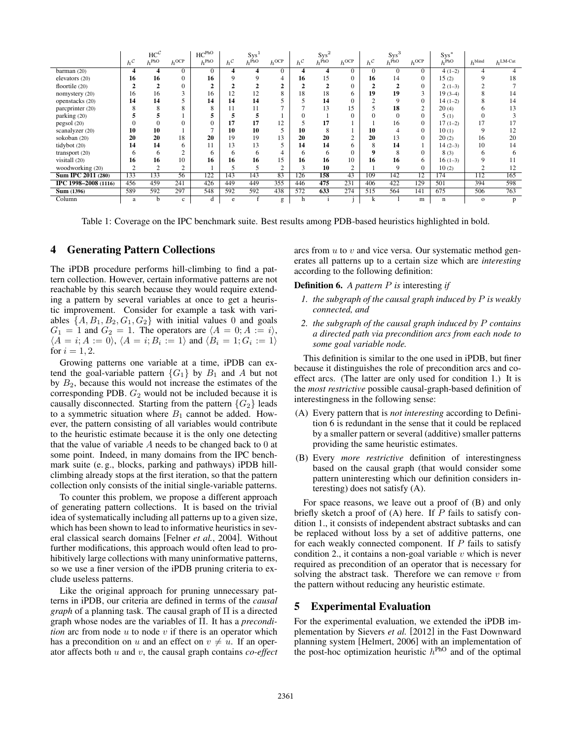|  | $\mathrm{HC}^{\mathcal{C}}$ |  |  | $\mathrm{HC}^{\mathrm{PhO}}$ | $\mathrm{Sys}^1$ |  |  | $\mathrm{Sys}^2$ |  |  | $\mathrm{Sys}^3$ |  |  | $\mathrm{Sys}^*$ |  |  |
|---|---|---|---|---|---|---|---|---|---|---|---|---|---|---|---|---|
|  | $h^{\mathcal{C}}$ | $h^{\mathrm{PhO}}$ | $h^{\mathrm{OCP}}$ | $h^{\mathrm{PhO}}$ | $h^{\mathcal{C}}$ | $h^{\mathrm{PhO}}$ | $h^{\mathrm{OCP}}$ | $h^{\mathcal{C}}$ | $h^{\mathrm{PhO}}$ | $h^{\mathrm{OCP}}$ | $h^{\mathcal{C}}$ | $h^{\mathrm{PhO}}$ | $h^{\mathrm{OCP}}$ | $h^{\mathrm{PhO}}$ | $h^{\mathrm{blind}}$ | $h^{\mathrm{LM\text{-}Cut}}$ |
| barman (20) | **4** | **4** | 0 | 0 | **4** | **4** | 0 | **4** | **4** | 0 | 0 | 0 | 0 | 4 (1–2) | 4 | 4 |
| elevators (20) | **16** | **16** | 0 | **16** | 9 | 9 | 4 | **16** | 15 | 0 | **16** | 14 | 0 | 15 (2) | 9 | 18 |
| floortile (20) | **2** | **2** | 0 | **2** | **2** | **2** | **2** | **2** | **2** | 0 | **2** | **2** | 0 | 2 (1–3) | 2 | 7 |
| nomystery (20) | 16 | 16 | 3 | 16 | 12 | 12 | 8 | 18 | 18 | 6 | **19** | **19** | 3 | 19 (3–4) | 8 | 14 |
| openstacks (20) | **14** | **14** | 5 | **14** | **14** | **14** | 5 | 5 | **14** | 0 | 2 | 9 | 0 | 14 (1–2) | 8 | 14 |
| parcprinter (20) | 8 | 8 | 8 | 8 | 11 | 11 | 7 | 7 | 13 | 15 | 5 | **18** | 2 | 20 (4) | 6 | 13 |
| parking (20) | **5** | **5** | 1 | **5** | **5** | **5** | 1 | 0 | 1 | 0 | 0 | 0 | 0 | 5 (1) | 0 | 3 |
| pegsol (20) | 0 | 0 | 0 | 0 | **17** | **17** | 12 | 5 | **17** | 1 | 1 | 16 | 0 | 17 (1–2) | 17 | 17 |
| scanalyzer (20) | **10** | **10** | 1 | 7 | **10** | **10** | 5 | **10** | 8 | 1 | **10** | 4 | 0 | 10 (1) | 9 | 12 |
| sokoban (20) | **20** | **20** | 18 | **20** | 19 | 19 | 13 | **20** | **20** | 2 | **20** | 13 | 0 | 20 (2) | 16 | 20 |
| tidybot (20) | **14** | **14** | 6 | 11 | 13 | 13 | 5 | **14** | **14** | 6 | 8 | **14** | 1 | 14 (2–3) | 10 | 14 |
| transport (20) | 6 | 6 | 2 | 6 | 6 | 6 | 4 | 6 | 6 | 0 | **9** | 8 | 0 | 8 (3) | 6 | 6 |
| visitall (20) | **16** | **16** | 10 | **16** | **16** | **16** | 15 | **16** | **16** | 10 | **16** | **16** | 6 | 16 (1–3) | 9 | 11 |
| woodworking (20) | 2 | 2 | 2 | 1 | 5 | 5 | 2 | 3 | **10** | 2 | 1 | 9 | 0 | 10 (2) | 2 | 12 |
| **Sum IPC 2011 (280)** | 133 | 133 | 56 | 122 | 143 | 143 | 83 | 126 | **158** | 43 | 109 | 142 | 12 | 174 | 112 | 165 |
| **IPC 1998–2008 (1116)** | 456 | 459 | 241 | 426 | 449 | 449 | 355 | 446 | **475** | 231 | 406 | 422 | 129 | 501 | 394 | 598 |
| **Sum (1396)** | 589 | 592 | 297 | 548 | 592 | 592 | 438 | 572 | **633** | 274 | 515 | 564 | 141 | 675 | 506 | 763 |
| Column | a | b | c | d | e | f | g | h | i | j | k | l | m | n | o | p |

Table 1: Coverage on the IPC benchmark suite. Best results among PDB-based heuristics highlighted in bold.

## 4 Generating Pattern Collections

The iPDB procedure performs hill-climbing to find a pattern collection. However, certain informative patterns are not reachable by this search because they would require extending a pattern by several variables at once to get a heuristic improvement. Consider for example a task with variables $\{A, B_1, B_2, G_1, G_2\}$ with initial values 0 and goals $G_1 = 1$ and $G_2 = 1$. The operators are $\langle A = 0; A := i\rangle$, $\langle A = i; A := 0\rangle$, $\langle A = i; B_i := 1\rangle$ and $\langle B_i = 1; G_i := 1\rangle$ for $i = 1, 2$.

Growing patterns one variable at a time, iPDB can extend the goal-variable pattern $\{G_1\}$ by $B_1$ and $A$ but not by $B_2$, because this would not increase the estimates of the corresponding PDB. $G_2$ would not be included because it is causally disconnected. Starting from the pattern $\{G_2\}$ leads to a symmetric situation where $B_1$ cannot be added. However, the pattern consisting of all variables would contribute to the heuristic estimate because it is the only one detecting that the value of variable $A$ needs to be changed back to 0 at some point. Indeed, in many domains from the IPC benchmark suite (e. g., blocks, parking and pathways) iPDB hill-climbing already stops at the first iteration, so that the pattern collection only consists of the initial single-variable patterns.

To counter this problem, we propose a different approach of generating pattern collections. It is based on the trivial idea of systematically including all patterns up to a given size, which has been shown to lead to informative heuristics in several classical search domains [Felner *et al.*, 2004]. Without further modifications, this approach would often lead to prohibitively large collections with many uninformative patterns, so we use a finer version of the iPDB pruning criteria to exclude useless patterns.

Like the original approach for pruning unnecessary patterns in iPDB, our criteria are defined in terms of the *causal graph* of a planning task. The causal graph of $\Pi$ is a directed graph whose nodes are the variables of $\Pi$. It has a *precondition* arc from node $u$ to node $v$ if there is an operator which has a precondition on $u$ and an effect on $v \neq u$. If an operator affects both $u$ and $v$, the causal graph contains *co-effect* arcs from $u$ to $v$ and vice versa. Our systematic method generates all patterns up to a certain size which are *interesting* according to the following definition:

**Definition 6.** *A pattern $P$ is* interesting *if*

1. *the subgraph of the causal graph induced by $P$ is weakly connected, and*
2. *the subgraph of the causal graph induced by $P$ contains a directed path via precondition arcs from each node to some goal variable node.*

This definition is similar to the one used in iPDB, but finer because it distinguishes the role of precondition arcs and co-effect arcs. (The latter are only used for condition 1.) It is the *most restrictive* possible causal-graph-based definition of interestingness in the following sense:

(A) Every pattern that is *not interesting* according to Definition 6 is redundant in the sense that it could be replaced by a smaller pattern or several (additive) smaller patterns providing the same heuristic estimates.

(B) Every *more restrictive* definition of interestingness based on the causal graph (that would consider some pattern uninteresting which our definition considers interesting) does not satisfy (A).

For space reasons, we leave out a proof of (B) and only briefly sketch a proof of (A) here. If $P$ fails to satisfy condition 1., it consists of independent abstract subtasks and can be replaced without loss by a set of additive patterns, one for each weakly connected component. If $P$ fails to satisfy condition 2., it contains a non-goal variable $v$ which is never required as precondition of an operator that is necessary for solving the abstract task. Therefore we can remove $v$ from the pattern without reducing any heuristic estimate.

## 5 Experimental Evaluation

For the experimental evaluation, we extended the iPDB implementation by Sievers *et al.* [2012] in the Fast Downward planning system [Helmert, 2006] with an implementation of the post-hoc optimization heuristic $h^{\mathrm{PhO}}$ and of the optimal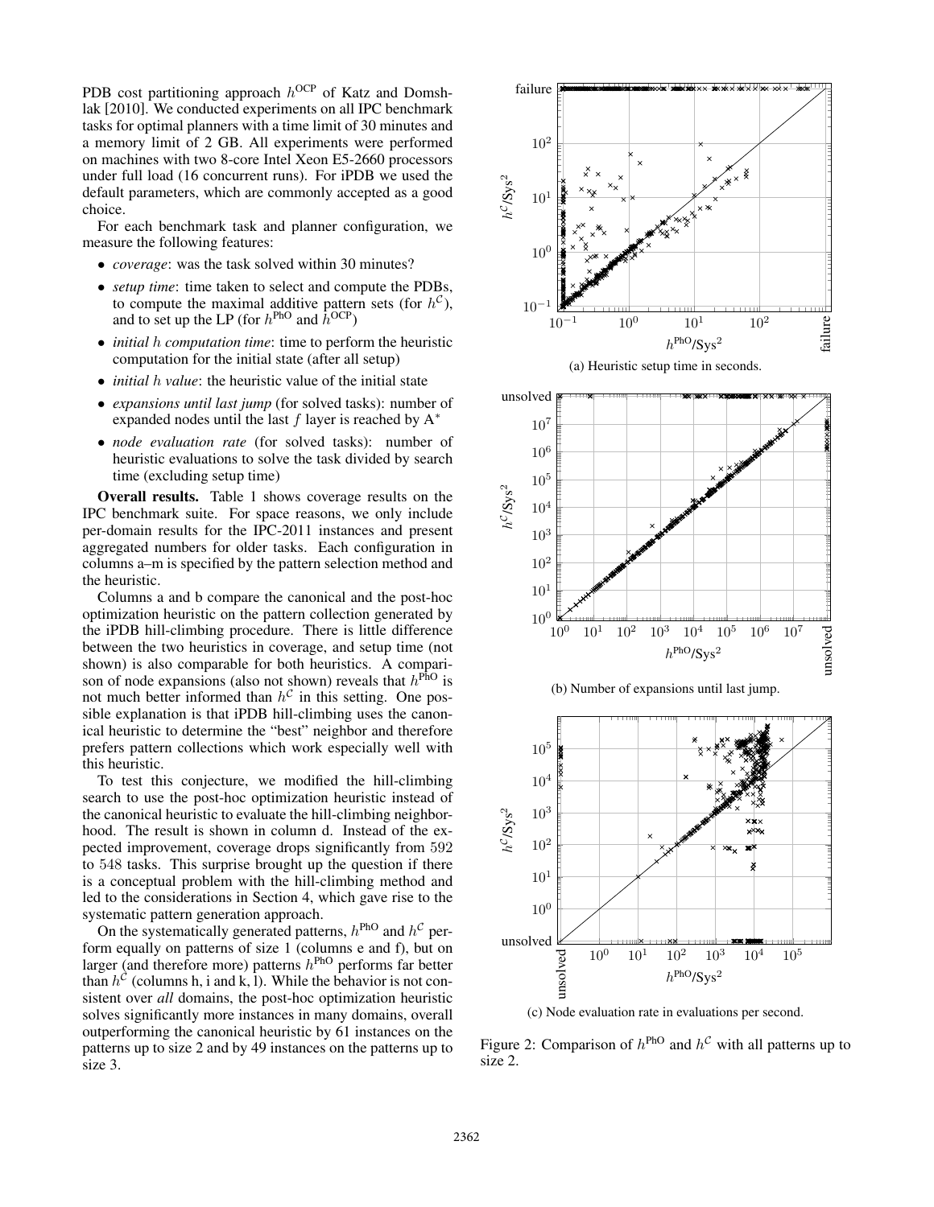PDB cost partitioning approach $h^{\text{OCP}}$ of Katz and Domshlak [2010]. We conducted experiments on all IPC benchmark tasks for optimal planners with a time limit of 30 minutes and a memory limit of 2 GB. All experiments were performed on machines with two 8-core Intel Xeon E5-2660 processors under full load (16 concurrent runs). For iPDB we used the default parameters, which are commonly accepted as a good choice.

For each benchmark task and planner configuration, we measure the following features:

- *coverage*: was the task solved within 30 minutes?
- *setup time*: time taken to select and compute the PDBs, to compute the maximal additive pattern sets (for $h^{\mathcal{C}}$), and to set up the LP (for $h^{\text{PhO}}$ and $h^{\text{OCP}}$)
- *initial $h$ computation time*: time to perform the heuristic computation for the initial state (after all setup)
- *initial $h$ value*: the heuristic value of the initial state
- *expansions until last jump* (for solved tasks): number of expanded nodes until the last $f$ layer is reached by A$^*$
- *node evaluation rate* (for solved tasks): number of heuristic evaluations to solve the task divided by search time (excluding setup time)

**Overall results.** Table 1 shows coverage results on the IPC benchmark suite. For space reasons, we only include per-domain results for the IPC-2011 instances and present aggregated numbers for older tasks. Each configuration in columns a–m is specified by the pattern selection method and the heuristic.

Columns a and b compare the canonical and the post-hoc optimization heuristic on the pattern collection generated by the iPDB hill-climbing procedure. There is little difference between the two heuristics in coverage, and setup time (not shown) is also comparable for both heuristics. A comparison of node expansions (also not shown) reveals that $h^{\text{PhO}}$ is not much better informed than $h^{\mathcal{C}}$ in this setting. One possible explanation is that iPDB hill-climbing uses the canonical heuristic to determine the "best" neighbor and therefore prefers pattern collections which work especially well with this heuristic.

To test this conjecture, we modified the hill-climbing search to use the post-hoc optimization heuristic instead of the canonical heuristic to evaluate the hill-climbing neighborhood. The result is shown in column d. Instead of the expected improvement, coverage drops significantly from 592 to 548 tasks. This surprise brought up the question if there is a conceptual problem with the hill-climbing method and led to the considerations in Section 4, which gave rise to the systematic pattern generation approach.

On the systematically generated patterns, $h^{\text{PhO}}$ and $h^{\mathcal{C}}$ perform equally on patterns of size 1 (columns e and f), but on larger (and therefore more) patterns $h^{\text{PhO}}$ performs far better than $h^{\mathcal{C}}$ (columns h, i and k, l). While the behavior is not consistent over *all* domains, the post-hoc optimization heuristic solves significantly more instances in many domains, overall outperforming the canonical heuristic by 61 instances on the patterns up to size 2 and by 49 instances on the patterns up to size 3.

(a) Heuristic setup time in seconds.

(b) Number of expansions until last jump.

(c) Node evaluation rate in evaluations per second.

Figure 2: Comparison of $h^{\text{PhO}}$ and $h^{\mathcal{C}}$ with all patterns up to size 2.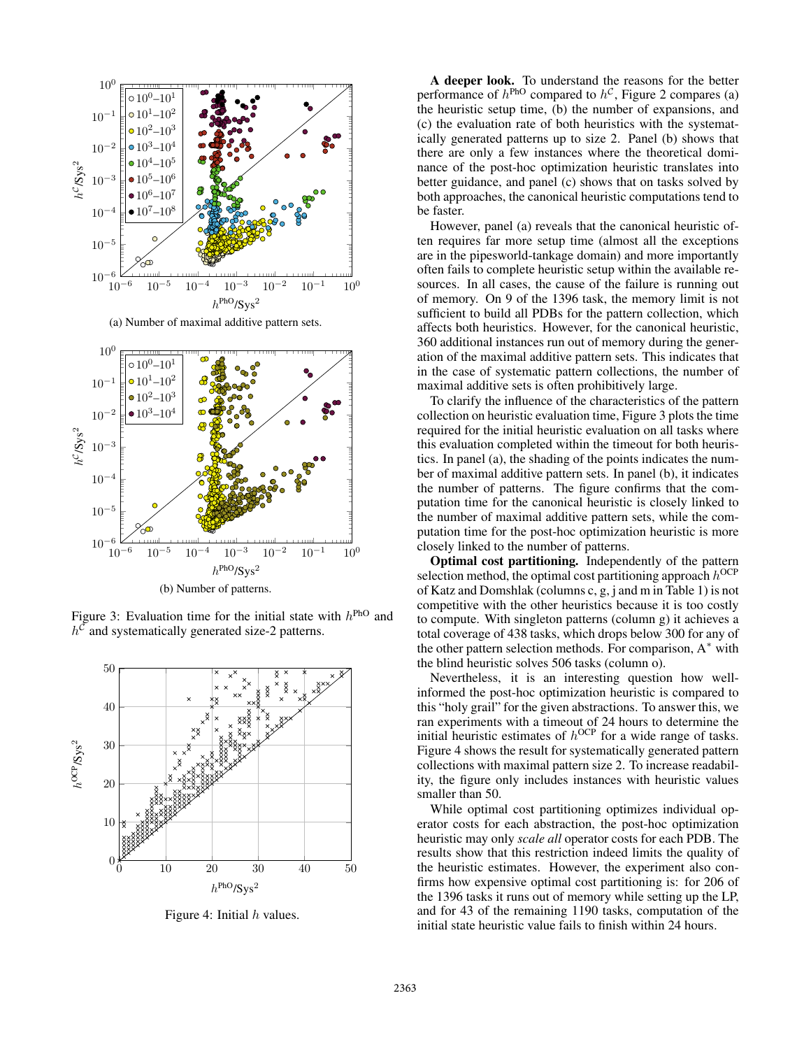(a) Number of maximal additive pattern sets.

(b) Number of patterns.

Figure 3: Evaluation time for the initial state with $h^{\text{PhO}}$ and $h^{\mathcal{C}}$ and systematically generated size-2 patterns.

Figure 4: Initial $h$ values.

**A deeper look.** To understand the reasons for the better performance of $h^{\text{PhO}}$ compared to $h^{\mathcal{C}}$, Figure 2 compares (a) the heuristic setup time, (b) the number of expansions, and (c) the evaluation rate of both heuristics with the systematically generated patterns up to size 2. Panel (b) shows that there are only a few instances where the theoretical dominance of the post-hoc optimization heuristic translates into better guidance, and panel (c) shows that on tasks solved by both approaches, the canonical heuristic computations tend to be faster.

However, panel (a) reveals that the canonical heuristic often requires far more setup time (almost all the exceptions are in the pipesworld-tankage domain) and more importantly often fails to complete heuristic setup within the available resources. In all cases, the cause of the failure is running out of memory. On 9 of the 1396 task, the memory limit is not sufficient to build all PDBs for the pattern collection, which affects both heuristics. However, for the canonical heuristic, 360 additional instances run out of memory during the generation of the maximal additive pattern sets. This indicates that in the case of systematic pattern collections, the number of maximal additive sets is often prohibitively large.

To clarify the influence of the characteristics of the pattern collection on heuristic evaluation time, Figure 3 plots the time required for the initial heuristic evaluation on all tasks where this evaluation completed within the timeout for both heuristics. In panel (a), the shading of the points indicates the number of maximal additive pattern sets. In panel (b), it indicates the number of patterns. The figure confirms that the computation time for the canonical heuristic is closely linked to the number of maximal additive pattern sets, while the computation time for the post-hoc optimization heuristic is more closely linked to the number of patterns.

**Optimal cost partitioning.** Independently of the pattern selection method, the optimal cost partitioning approach $h^{\text{OCP}}$ of Katz and Domshlak (columns c, g, j and m in Table 1) is not competitive with the other heuristics because it is too costly to compute. With singleton patterns (column g) it achieves a total coverage of 438 tasks, which drops below 300 for any of the other pattern selection methods. For comparison, A$^*$ with the blind heuristic solves 506 tasks (column o).

Nevertheless, it is an interesting question how well-informed the post-hoc optimization heuristic is compared to this "holy grail" for the given abstractions. To answer this, we ran experiments with a timeout of 24 hours to determine the initial heuristic estimates of $h^{\text{OCP}}$ for a wide range of tasks. Figure 4 shows the result for systematically generated pattern collections with maximal pattern size 2. To increase readability, the figure only includes instances with heuristic values smaller than 50.

While optimal cost partitioning optimizes individual operator costs for each abstraction, the post-hoc optimization heuristic may only *scale all* operator costs for each PDB. The results show that this restriction indeed limits the quality of the heuristic estimates. However, the experiment also confirms how expensive optimal cost partitioning is: for 206 of the 1396 tasks it runs out of memory while setting up the LP, and for 43 of the remaining 1190 tasks, computation of the initial state heuristic value fails to finish within 24 hours.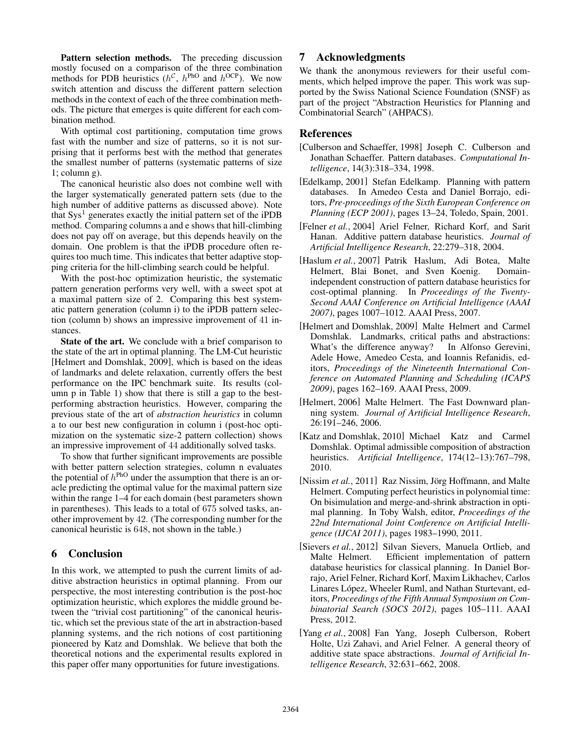**Pattern selection methods.** The preceding discussion mostly focused on a comparison of the three combination methods for PDB heuristics ($h^{\mathcal{C}}$, $h^{\text{PhO}}$ and $h^{\text{OCP}}$). We now switch attention and discuss the different pattern selection methods in the context of each of the three combination methods. The picture that emerges is quite different for each combination method.

With optimal cost partitioning, computation time grows fast with the number and size of patterns, so it is not surprising that it performs best with the method that generates the smallest number of patterns (systematic patterns of size 1; column g).

The canonical heuristic also does not combine well with the larger systematically generated pattern sets (due to the high number of additive patterns as discussed above). Note that $\text{Sys}^1$ generates exactly the initial pattern set of the iPDB method. Comparing columns a and e shows that hill-climbing does not pay off on average, but this depends heavily on the domain. One problem is that the iPDB procedure often requires too much time. This indicates that better adaptive stopping criteria for the hill-climbing search could be helpful.

With the post-hoc optimization heuristic, the systematic pattern generation performs very well, with a sweet spot at a maximal pattern size of 2. Comparing this best systematic pattern generation (column i) to the iPDB pattern selection (column b) shows an impressive improvement of 41 instances.

**State of the art.** We conclude with a brief comparison to the state of the art in optimal planning. The LM-Cut heuristic [Helmert and Domshlak, 2009], which is based on the ideas of landmarks and delete relaxation, currently offers the best performance on the IPC benchmark suite. Its results (column p in Table 1) show that there is still a gap to the best-performing abstraction heuristics. However, comparing the previous state of the art of *abstraction heuristics* in column a to our best new configuration in column i (post-hoc optimization on the systematic size-2 pattern collection) shows an impressive improvement of 44 additionally solved tasks.

To show that further significant improvements are possible with better pattern selection strategies, column n evaluates the potential of $h^{\text{PhO}}$ under the assumption that there is an oracle predicting the optimal value for the maximal pattern size within the range 1–4 for each domain (best parameters shown in parentheses). This leads to a total of 675 solved tasks, another improvement by 42. (The corresponding number for the canonical heuristic is 648, not shown in the table.)

## 6 Conclusion

In this work, we attempted to push the current limits of additive abstraction heuristics in optimal planning. From our perspective, the most interesting contribution is the post-hoc optimization heuristic, which explores the middle ground between the "trivial cost partitioning" of the canonical heuristic, which set the previous state of the art in abstraction-based planning systems, and the rich notions of cost partitioning pioneered by Katz and Domshlak. We believe that both the theoretical notions and the experimental results explored in this paper offer many opportunities for future investigations.

## 7 Acknowledgments

We thank the anonymous reviewers for their useful comments, which helped improve the paper. This work was supported by the Swiss National Science Foundation (SNSF) as part of the project "Abstraction Heuristics for Planning and Combinatorial Search" (AHPACS).

## References

[Culberson and Schaeffer, 1998] Joseph C. Culberson and Jonathan Schaeffer. Pattern databases. *Computational Intelligence*, 14(3):318–334, 1998.

[Edelkamp, 2001] Stefan Edelkamp. Planning with pattern databases. In Amedeo Cesta and Daniel Borrajo, editors, *Pre-proceedings of the Sixth European Conference on Planning (ECP 2001)*, pages 13–24, Toledo, Spain, 2001.

[Felner *et al.*, 2004] Ariel Felner, Richard Korf, and Sarit Hanan. Additive pattern database heuristics. *Journal of Artificial Intelligence Research*, 22:279–318, 2004.

[Haslum *et al.*, 2007] Patrik Haslum, Adi Botea, Malte Helmert, Blai Bonet, and Sven Koenig. Domain-independent construction of pattern database heuristics for cost-optimal planning. In *Proceedings of the Twenty-Second AAAI Conference on Artificial Intelligence (AAAI 2007)*, pages 1007–1012. AAAI Press, 2007.

[Helmert and Domshlak, 2009] Malte Helmert and Carmel Domshlak. Landmarks, critical paths and abstractions: What's the difference anyway? In Alfonso Gerevini, Adele Howe, Amedeo Cesta, and Ioannis Refanidis, editors, *Proceedings of the Nineteenth International Conference on Automated Planning and Scheduling (ICAPS 2009)*, pages 162–169. AAAI Press, 2009.

[Helmert, 2006] Malte Helmert. The Fast Downward planning system. *Journal of Artificial Intelligence Research*, 26:191–246, 2006.

[Katz and Domshlak, 2010] Michael Katz and Carmel Domshlak. Optimal admissible composition of abstraction heuristics. *Artificial Intelligence*, 174(12–13):767–798, 2010.

[Nissim *et al.*, 2011] Raz Nissim, Jörg Hoffmann, and Malte Helmert. Computing perfect heuristics in polynomial time: On bisimulation and merge-and-shrink abstraction in optimal planning. In Toby Walsh, editor, *Proceedings of the 22nd International Joint Conference on Artificial Intelligence (IJCAI 2011)*, pages 1983–1990, 2011.

[Sievers *et al.*, 2012] Silvan Sievers, Manuela Ortlieb, and Malte Helmert. Efficient implementation of pattern database heuristics for classical planning. In Daniel Borrajo, Ariel Felner, Richard Korf, Maxim Likhachev, Carlos Linares López, Wheeler Ruml, and Nathan Sturtevant, editors, *Proceedings of the Fifth Annual Symposium on Combinatorial Search (SOCS 2012)*, pages 105–111. AAAI Press, 2012.

[Yang *et al.*, 2008] Fan Yang, Joseph Culberson, Robert Holte, Uzi Zahavi, and Ariel Felner. A general theory of additive state space abstractions. *Journal of Artificial Intelligence Research*, 32:631–662, 2008.